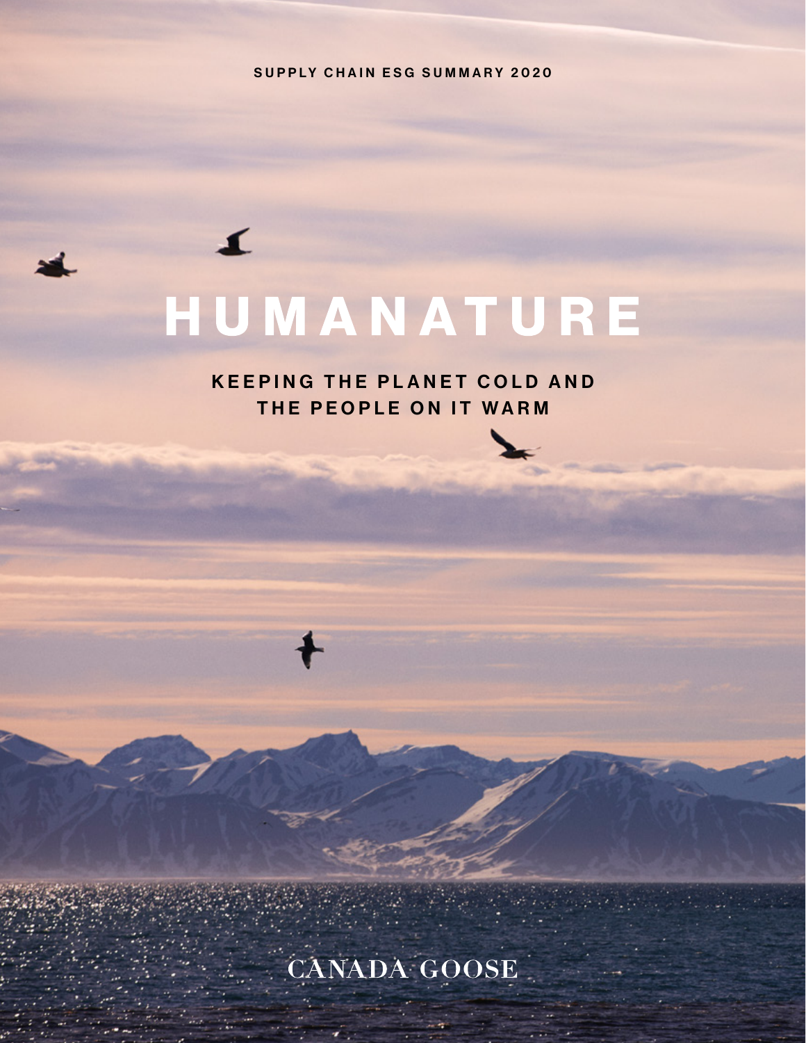SUPPLY CHAIN ESG SUMMARY 2020

# HUMANATURE

## KEEPING THE PLANET COLD AND THE PEOPLE ON IT WARM

CANADA GOOSE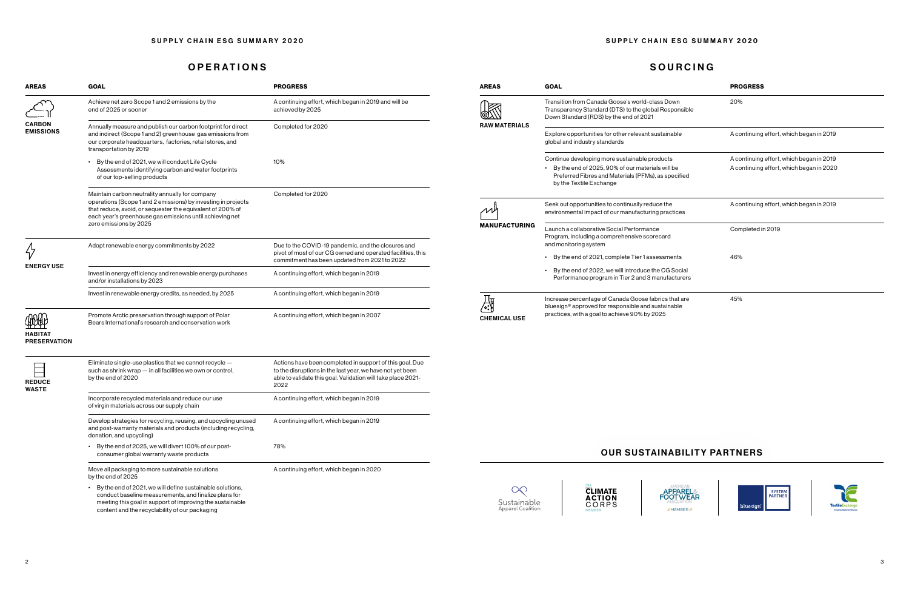# SUPPLY CHAIN ESG SUMMARY 2020

## OPERATIONS

| AREAS | GOAL | PROGRESS |
| --- | --- | --- |
| CARBON EMISSIONS | Achieve net zero Scope 1 and 2 emissions by the end of 2025 or sooner | A continuing effort, which began in 2019 and will be achieved by 2025 |
| | Annually measure and publish our carbon footprint for direct and indirect (Scope 1 and 2) greenhouse gas emissions from our corporate headquarters, factories, retail stores, and transportation by 2019 | Completed for 2020 |
| | • By the end of 2021, we will conduct Life Cycle Assessments identifying carbon and water footprints of our top-selling products | 10% |
| | Maintain carbon neutrality annually for company operations (Scope 1 and 2 emissions) by investing in projects that reduce, avoid, or sequester the equivalent of 200% of each year's greenhouse gas emissions until achieving net zero emissions by 2025 | Completed for 2020 |
| ENERGY USE | Adopt renewable energy commitments by 2022 | Due to the COVID-19 pandemic, and the closures and pivot of most of our CG owned and operated facilities, this commitment has been updated from 2021 to 2022 |
| | Invest in energy efficiency and renewable energy purchases and/or installations by 2023 | A continuing effort, which began in 2019 |
| | Invest in renewable energy credits, as needed, by 2025 | A continuing effort, which began in 2019 |
| HABITAT PRESERVATION | Promote Arctic preservation through support of Polar Bears International's research and conservation work | A continuing effort, which began in 2007 |
| REDUCE WASTE | Eliminate single-use plastics that we cannot recycle — such as shrink wrap — in all facilities we own or control, by the end of 2020 | Actions have been completed in support of this goal. Due to the disruptions in the last year, we have not yet been able to validate this goal. Validation will take place 2021-2022 |
| | Incorporate recycled materials and reduce our use of virgin materials across our supply chain | A continuing effort, which began in 2019 |
| | Develop strategies for recycling, reusing, and upcycling unused and post-warranty materials and products (including recycling, donation, and upcycling) | A continuing effort, which began in 2019 |
| | • By the end of 2025, we will divert 100% of our post-consumer global warranty waste products | 78% |
| | Move all packaging to more sustainable solutions by the end of 2025 | A continuing effort, which began in 2020 |
| | • By the end of 2021, we will define sustainable solutions, conduct baseline measurements, and finalize plans for meeting this goal in support of improving the sustainable content and the recyclability of our packaging | |

## SOURCING

| AREAS | GOAL | PROGRESS |
| --- | --- | --- |
| RAW MATERIALS | Transition from Canada Goose's world-class Down Transparency Standard (DTS) to the global Responsible Down Standard (RDS) by the end of 2021 | 20% |
| | Explore opportunities for other relevant sustainable global and industry standards | A continuing effort, which began in 2019 |
| | Continue developing more sustainable products | A continuing effort, which began in 2019 |
| | • By the end of 2025, 90% of our materials will be Preferred Fibres and Materials (PFMs), as specified by the Textile Exchange | A continuing effort, which began in 2020 |
| MANUFACTURING | Seek out opportunities to continually reduce the environmental impact of our manufacturing practices | A continuing effort, which began in 2019 |
| | Launch a collaborative Social Performance Program, including a comprehensive scorecard and monitoring system | Completed in 2019 |
| | • By the end of 2021, complete Tier 1 assessments | 46% |
| | • By the end of 2022, we will introduce the CG Social Performance program in Tier 2 and 3 manufacturers | |
| CHEMICAL USE | Increase percentage of Canada Goose fabrics that are bluesign® approved for responsible and sustainable practices, with a goal to achieve 90% by 2025 | 45% |

## OUR SUSTAINABILITY PARTNERS

Sustainable Apparel Coalition | Climate Action Corps Member | American Apparel & Footwear Association Member | bluesign® System Partner | Textile Exchange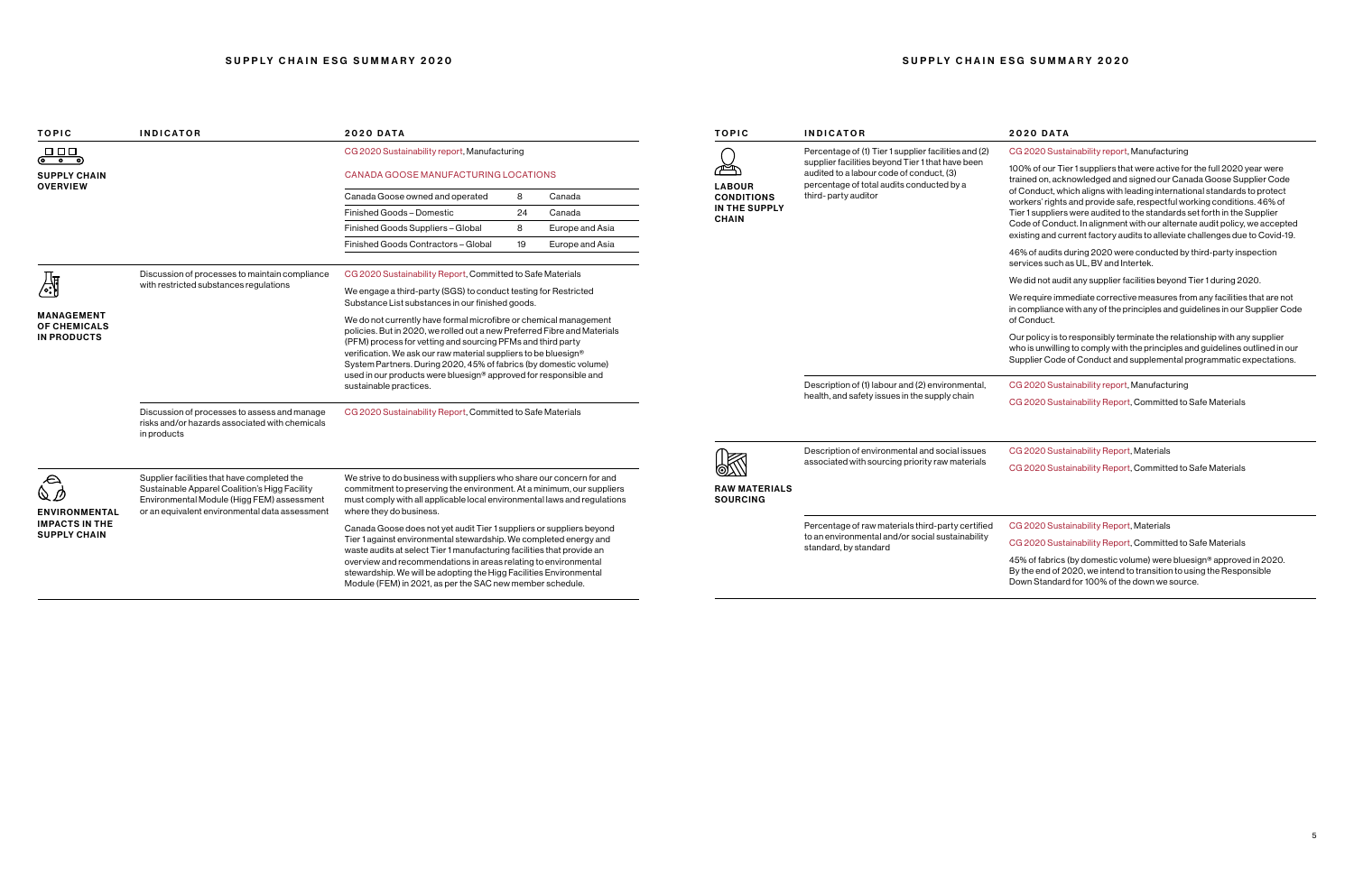# SUPPLY CHAIN ESG SUMMARY 2020

| TOPIC | INDICATOR | 2020 DATA |
|---|---|---|
| **SUPPLY CHAIN OVERVIEW** | | CG 2020 Sustainability report, Manufacturing<br><br>CANADA GOOSE MANUFACTURING LOCATIONS<br><br>Canada Goose owned and operated — 8 — Canada<br>Finished Goods – Domestic — 24 — Canada<br>Finished Goods Suppliers – Global — 8 — Europe and Asia<br>Finished Goods Contractors – Global — 19 — Europe and Asia |
| **MANAGEMENT OF CHEMICALS IN PRODUCTS** | Discussion of processes to maintain compliance with restricted substances regulations | CG 2020 Sustainability Report, Committed to Safe Materials<br><br>We engage a third-party (SGS) to conduct testing for Restricted Substance List substances in our finished goods.<br><br>We do not currently have formal microfibre or chemical management policies. But in 2020, we rolled out a new Preferred Fibre and Materials (PFM) process for vetting and sourcing PFMs and third party verification. We ask our raw material suppliers to be bluesign® System Partners. During 2020, 45% of fabrics (by domestic volume) used in our products were bluesign® approved for responsible and sustainable practices. |
| | Discussion of processes to assess and manage risks and/or hazards associated with chemicals in products | CG 2020 Sustainability Report, Committed to Safe Materials |
| **ENVIRONMENTAL IMPACTS IN THE SUPPLY CHAIN** | Supplier facilities that have completed the Sustainable Apparel Coalition's Higg Facility Environmental Module (Higg FEM) assessment or an equivalent environmental data assessment | We strive to do business with suppliers who share our concern for and commitment to preserving the environment. At a minimum, our suppliers must comply with all applicable local environmental laws and regulations where they do business.<br><br>Canada Goose does not yet audit Tier 1 suppliers or suppliers beyond Tier 1 against environmental stewardship. We completed energy and waste audits at select Tier 1 manufacturing facilities that provide an overview and recommendations in areas relating to environmental stewardship. We will be adopting the Higg Facilities Environmental Module (FEM) in 2021, as per the SAC new member schedule. |
| **LABOUR CONDITIONS IN THE SUPPLY CHAIN** | Percentage of (1) Tier 1 supplier facilities and (2) supplier facilities beyond Tier 1 that have been audited to a labour code of conduct, (3) percentage of total audits conducted by a third- party auditor | CG 2020 Sustainability report, Manufacturing<br><br>100% of our Tier 1 suppliers that were active for the full 2020 year were trained on, acknowledged and signed our Canada Goose Supplier Code of Conduct, which aligns with leading international standards to protect workers' rights and provide safe, respectful working conditions. 46% of Tier 1 suppliers were audited to the standards set forth in the Supplier Code of Conduct. In alignment with our alternate audit policy, we accepted existing and current factory audits to alleviate challenges due to Covid-19.<br><br>46% of audits during 2020 were conducted by third-party inspection services such as UL, BV and Intertek.<br><br>We did not audit any supplier facilities beyond Tier 1 during 2020.<br><br>We require immediate corrective measures from any facilities that are not in compliance with any of the principles and guidelines in our Supplier Code of Conduct.<br><br>Our policy is to responsibly terminate the relationship with any supplier who is unwilling to comply with the principles and guidelines outlined in our Supplier Code of Conduct and supplemental programmatic expectations. |
| | Description of (1) labour and (2) environmental, health, and safety issues in the supply chain | CG 2020 Sustainability report, Manufacturing<br><br>CG 2020 Sustainability Report, Committed to Safe Materials |
| **RAW MATERIALS SOURCING** | Description of environmental and social issues associated with sourcing priority raw materials | CG 2020 Sustainability Report, Materials<br><br>CG 2020 Sustainability Report, Committed to Safe Materials |
| | Percentage of raw materials third-party certified to an environmental and/or social sustainability standard, by standard | CG 2020 Sustainability Report, Materials<br><br>CG 2020 Sustainability Report, Committed to Safe Materials<br><br>45% of fabrics (by domestic volume) were bluesign® approved in 2020. By the end of 2020, we intend to transition to using the Responsible Down Standard for 100% of the down we source. |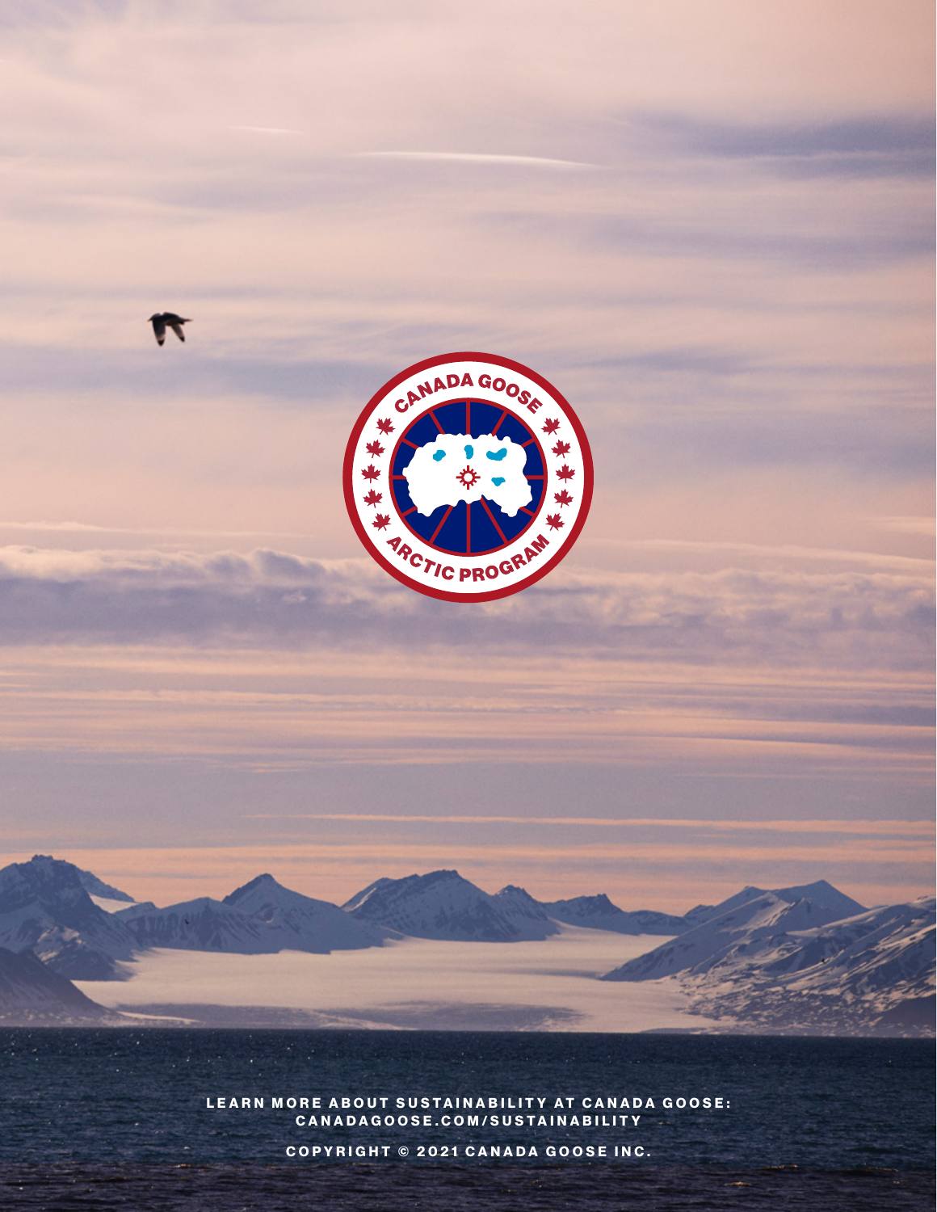LEARN MORE ABOUT SUSTAINABILITY AT CANADA GOOSE:
CANADAGOOSE.COM/SUSTAINABILITY

COPYRIGHT © 2021 CANADA GOOSE INC.